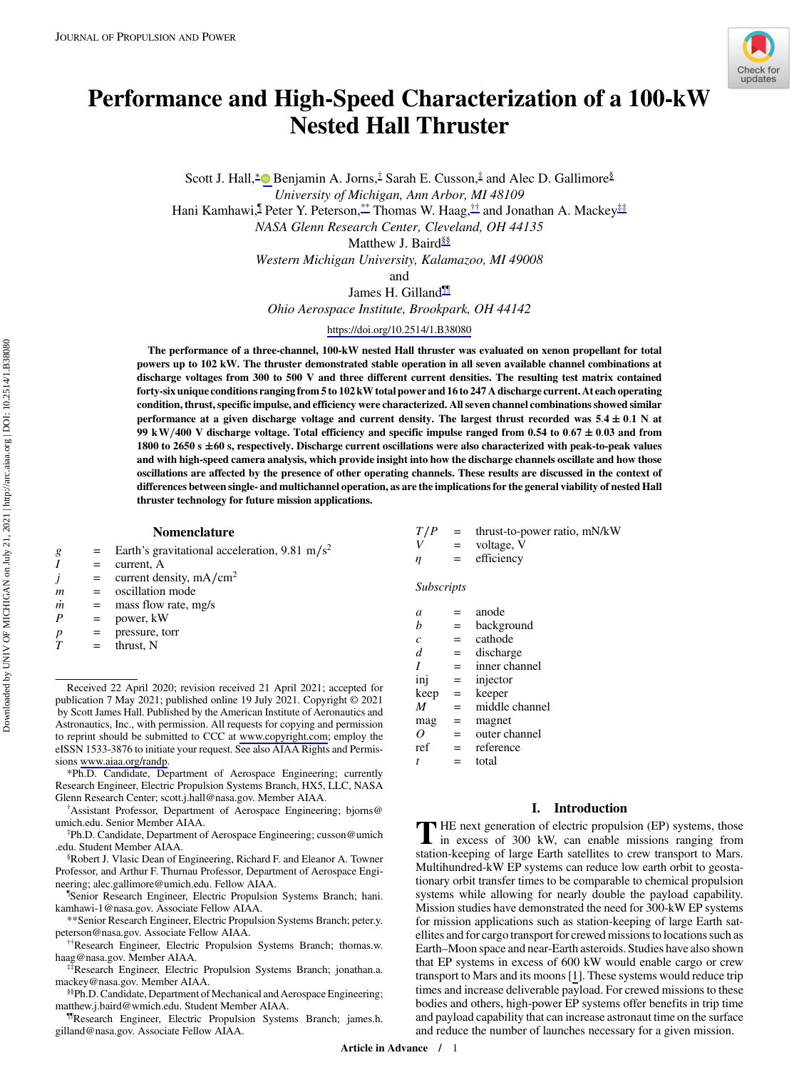# Performance and High-Speed Characterization of a 100-kW Nested Hall Thruster

Scott J. Hall,[*] Benjamin A. Jorns,[†] Sarah E. Cusson,[‡] and Alec D. Gallimore[§]
*University of Michigan, Ann Arbor, MI 48109*
Hani Kamhawi,[¶] Peter Y. Peterson,[**] Thomas W. Haag,[††] and Jonathan A. Mackey[‡‡]
*NASA Glenn Research Center, Cleveland, OH 44135*
Matthew J. Baird[§§]
*Western Michigan University, Kalamazoo, MI 49008*
and
James H. Gilland[¶¶]
*Ohio Aerospace Institute, Brookpark, OH 44142*

https://doi.org/10.2514/1.B38080

**The performance of a three-channel, 100-kW nested Hall thruster was evaluated on xenon propellant for total powers up to 102 kW. The thruster demonstrated stable operation in all seven available channel combinations at discharge voltages from 300 to 500 V and three different current densities. The resulting test matrix contained forty-six unique conditions ranging from 5 to 102 kW total power and 16 to 247 A discharge current. At each operating condition, thrust, specific impulse, and efficiency were characterized. All seven channel combinations showed similar performance at a given discharge voltage and current density. The largest thrust recorded was 5.4 ± 0.1 N at 99 kW/400 V discharge voltage. Total efficiency and specific impulse ranged from 0.54 to 0.67 ± 0.03 and from 1800 to 2650 s ±60 s, respectively. Discharge current oscillations were also characterized with peak-to-peak values and with high-speed camera analysis, which provide insight into how the discharge channels oscillate and how those oscillations are affected by the presence of other operating channels. These results are discussed in the context of differences between single- and multichannel operation, as are the implications for the general viability of nested Hall thruster technology for future mission applications.**

## Nomenclature

| | | |
|---|---|---|
| $g$ | = | Earth's gravitational acceleration, 9.81 m/s$^2$ |
| $I$ | = | current, A |
| $j$ | = | current density, mA/cm$^2$ |
| $m$ | = | oscillation mode |
| $\dot{m}$ | = | mass flow rate, mg/s |
| $P$ | = | power, kW |
| $p$ | = | pressure, torr |
| $T$ | = | thrust, N |
| $T/P$ | = | thrust-to-power ratio, mN/kW |
| $V$ | = | voltage, V |
| $\eta$ | = | efficiency |

*Subscripts*

| | | |
|---|---|---|
| $a$ | = | anode |
| $b$ | = | background |
| $c$ | = | cathode |
| $d$ | = | discharge |
| $I$ | = | inner channel |
| inj | = | injector |
| keep | = | keeper |
| $M$ | = | middle channel |
| mag | = | magnet |
| $O$ | = | outer channel |
| ref | = | reference |
| $t$ | = | total |

## I. Introduction

THE next generation of electric propulsion (EP) systems, those in excess of 300 kW, can enable missions ranging from station-keeping of large Earth satellites to crew transport to Mars. Multihundred-kW EP systems can reduce low earth orbit to geostationary orbit transfer times to be comparable to chemical propulsion systems while allowing for nearly double the payload capability. Mission studies have demonstrated the need for 300-kW EP systems for mission applications such as station-keeping of large Earth satellites and for cargo transport for crewed missions to locations such as Earth–Moon space and near-Earth asteroids. Studies have also shown that EP systems in excess of 600 kW would enable cargo or crew transport to Mars and its moons [1]. These systems would reduce trip times and increase deliverable payload. For crewed missions to these bodies and others, high-power EP systems offer benefits in trip time and payload capability that can increase astronaut time on the surface and reduce the number of launches necessary for a given mission.

---

Received 22 April 2020; revision received 21 April 2021; accepted for publication 7 May 2021; published online 19 July 2021. Copyright © 2021 by Scott James Hall. Published by the American Institute of Aeronautics and Astronautics, Inc., with permission. All requests for copying and permission to reprint should be submitted to CCC at www.copyright.com; employ the eISSN 1533-3876 to initiate your request. See also AIAA Rights and Permissions www.aiaa.org/randp.

*Ph.D. Candidate, Department of Aerospace Engineering; currently Research Engineer, Electric Propulsion Systems Branch, HX5, LLC, NASA Glenn Research Center; scott.j.hall@nasa.gov. Member AIAA.

†Assistant Professor, Department of Aerospace Engineering; bjorns@umich.edu. Senior Member AIAA.

‡Ph.D. Candidate, Department of Aerospace Engineering; cusson@umich.edu. Student Member AIAA.

§Robert J. Vlasic Dean of Engineering, Richard F. and Eleanor A. Towner Professor, and Arthur F. Thurnau Professor, Department of Aerospace Engineering; alec.gallimore@umich.edu. Fellow AIAA.

¶Senior Research Engineer, Electric Propulsion Systems Branch; hani.kamhawi-1@nasa.gov. Associate Fellow AIAA.

**Senior Research Engineer, Electric Propulsion Systems Branch; peter.y.peterson@nasa.gov. Associate Fellow AIAA.

††Research Engineer, Electric Propulsion Systems Branch; thomas.w.haag@nasa.gov. Member AIAA.

‡‡Research Engineer, Electric Propulsion Systems Branch; jonathan.a.mackey@nasa.gov. Member AIAA.

§§Ph.D. Candidate, Department of Mechanical and Aerospace Engineering; matthew.j.baird@wmich.edu. Student Member AIAA.

¶¶Research Engineer, Electric Propulsion Systems Branch; james.h.gilland@nasa.gov. Associate Fellow AIAA.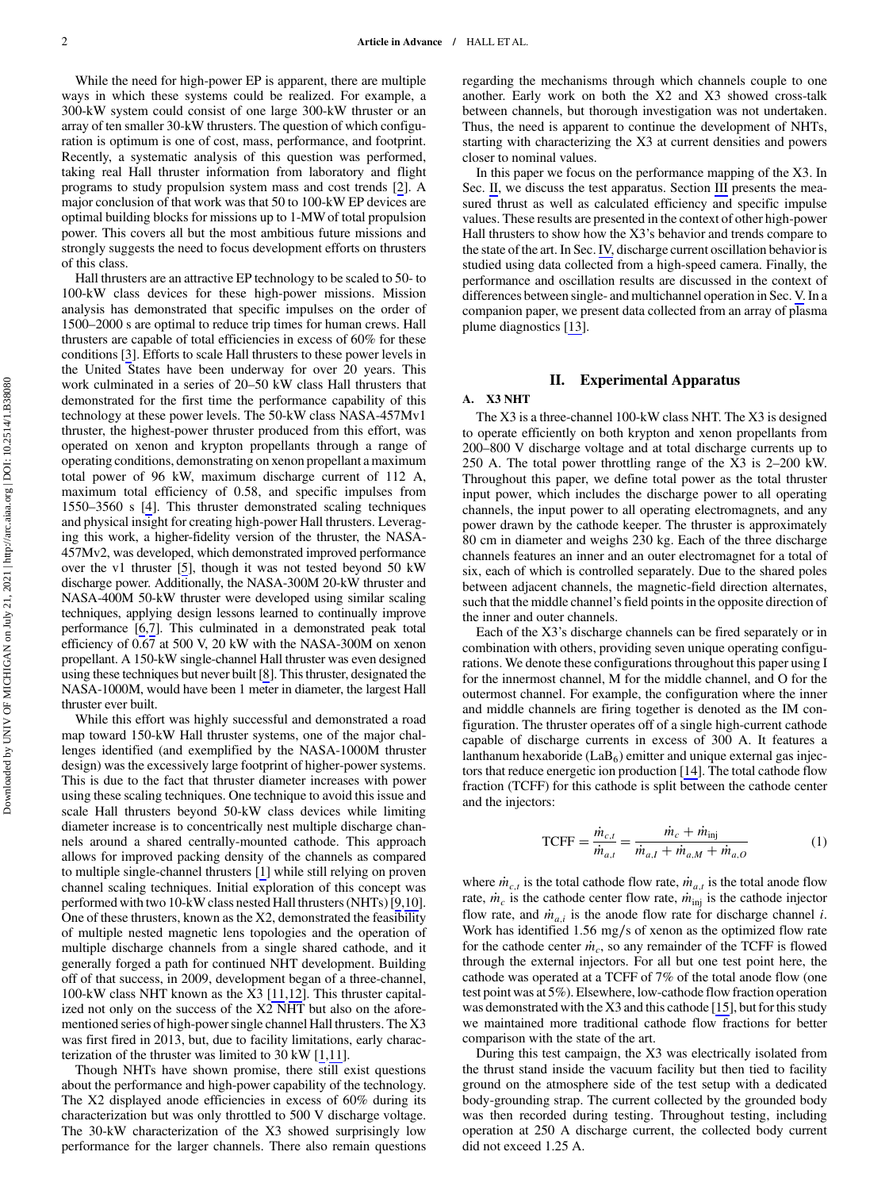While the need for high-power EP is apparent, there are multiple ways in which these systems could be realized. For example, a 300-kW system could consist of one large 300-kW thruster or an array of ten smaller 30-kW thrusters. The question of which configuration is optimum is one of cost, mass, performance, and footprint. Recently, a systematic analysis of this question was performed, taking real Hall thruster information from laboratory and flight programs to study propulsion system mass and cost trends [2]. A major conclusion of that work was that 50 to 100-kW EP devices are optimal building blocks for missions up to 1-MW of total propulsion power. This covers all but the most ambitious future missions and strongly suggests the need to focus development efforts on thrusters of this class.

Hall thrusters are an attractive EP technology to be scaled to 50- to 100-kW class devices for these high-power missions. Mission analysis has demonstrated that specific impulses on the order of 1500–2000 s are optimal to reduce trip times for human crews. Hall thrusters are capable of total efficiencies in excess of 60% for these conditions [3]. Efforts to scale Hall thrusters to these power levels in the United States have been underway for over 20 years. This work culminated in a series of 20–50 kW class Hall thrusters that demonstrated for the first time the performance capability of this technology at these power levels. The 50-kW class NASA-457Mv1 thruster, the highest-power thruster produced from this effort, was operated on xenon and krypton propellants through a range of operating conditions, demonstrating on xenon propellant a maximum total power of 96 kW, maximum discharge current of 112 A, maximum total efficiency of 0.58, and specific impulses from 1550–3560 s [4]. This thruster demonstrated scaling techniques and physical insight for creating high-power Hall thrusters. Leveraging this work, a higher-fidelity version of the thruster, the NASA-457Mv2, was developed, which demonstrated improved performance over the v1 thruster [5], though it was not tested beyond 50 kW discharge power. Additionally, the NASA-300M 20-kW thruster and NASA-400M 50-kW thruster were developed using similar scaling techniques, applying design lessons learned to continually improve performance [6,7]. This culminated in a demonstrated peak total efficiency of 0.67 at 500 V, 20 kW with the NASA-300M on xenon propellant. A 150-kW single-channel Hall thruster was even designed using these techniques but never built [8]. This thruster, designated the NASA-1000M, would have been 1 meter in diameter, the largest Hall thruster ever built.

While this effort was highly successful and demonstrated a road map toward 150-kW Hall thruster systems, one of the major challenges identified (and exemplified by the NASA-1000M thruster design) was the excessively large footprint of higher-power systems. This is due to the fact that thruster diameter increases with power using these scaling techniques. One technique to avoid this issue and scale Hall thrusters beyond 50-kW class devices while limiting diameter increase is to concentrically nest multiple discharge channels around a shared centrally-mounted cathode. This approach allows for improved packing density of the channels as compared to multiple single-channel thrusters [1] while still relying on proven channel scaling techniques. Initial exploration of this concept was performed with two 10-kW class nested Hall thrusters (NHTs) [9,10]. One of these thrusters, known as the X2, demonstrated the feasibility of multiple nested magnetic lens topologies and the operation of multiple discharge channels from a single shared cathode, and it generally forged a path for continued NHT development. Building off of that success, in 2009, development began of a three-channel, 100-kW class NHT known as the X3 [11,12]. This thruster capitalized not only on the success of the X2 NHT but also on the aforementioned series of high-power single channel Hall thrusters. The X3 was first fired in 2013, but, due to facility limitations, early characterization of the thruster was limited to 30 kW [1,11].

Though NHTs have shown promise, there still exist questions about the performance and high-power capability of the technology. The X2 displayed anode efficiencies in excess of 60% during its characterization but was only throttled to 500 V discharge voltage. The 30-kW characterization of the X3 showed surprisingly low performance for the larger channels. There also remain questions regarding the mechanisms through which channels couple to one another. Early work on both the X2 and X3 showed cross-talk between channels, but thorough investigation was not undertaken. Thus, the need is apparent to continue the development of NHTs, starting with characterizing the X3 at current densities and powers closer to nominal values.

In this paper we focus on the performance mapping of the X3. In Sec. II, we discuss the test apparatus. Section III presents the measured thrust as well as calculated efficiency and specific impulse values. These results are presented in the context of other high-power Hall thrusters to show how the X3's behavior and trends compare to the state of the art. In Sec. IV, discharge current oscillation behavior is studied using data collected from a high-speed camera. Finally, the performance and oscillation results are discussed in the context of differences between single- and multichannel operation in Sec. V. In a companion paper, we present data collected from an array of plasma plume diagnostics [13].

## II. Experimental Apparatus

### A. X3 NHT

The X3 is a three-channel 100-kW class NHT. The X3 is designed to operate efficiently on both krypton and xenon propellants from 200–800 V discharge voltage and at total discharge currents up to 250 A. The total power throttling range of the X3 is 2–200 kW. Throughout this paper, we define total power as the total thruster input power, which includes the discharge power to all operating channels, the input power to all operating electromagnets, and any power drawn by the cathode keeper. The thruster is approximately 80 cm in diameter and weighs 230 kg. Each of the three discharge channels features an inner and an outer electromagnet for a total of six, each of which is controlled separately. Due to the shared poles between adjacent channels, the magnetic-field direction alternates, such that the middle channel's field points in the opposite direction of the inner and outer channels.

Each of the X3's discharge channels can be fired separately or in combination with others, providing seven unique operating configurations. We denote these configurations throughout this paper using I for the innermost channel, M for the middle channel, and O for the outermost channel. For example, the configuration where the inner and middle channels are firing together is denoted as the IM configuration. The thruster operates off of a single high-current cathode capable of discharge currents in excess of 300 A. It features a lanthanum hexaboride ($LaB_6$) emitter and unique external gas injectors that reduce energetic ion production [14]. The total cathode flow fraction (TCFF) for this cathode is split between the cathode center and the injectors:

$$\mathrm{TCFF} = \frac{\dot{m}_{c,t}}{\dot{m}_{a,t}} = \frac{\dot{m}_c + \dot{m}_{\mathrm{inj}}}{\dot{m}_{a,I} + \dot{m}_{a,M} + \dot{m}_{a,O}} \tag{1}$$

where $\dot{m}_{c,t}$ is the total cathode flow rate, $\dot{m}_{a,t}$ is the total anode flow rate, $\dot{m}_c$ is the cathode center flow rate, $\dot{m}_{\mathrm{inj}}$ is the cathode injector flow rate, and $\dot{m}_{a,i}$ is the anode flow rate for discharge channel $i$. Work has identified 1.56 mg/s of xenon as the optimized flow rate for the cathode center $\dot{m}_c$, so any remainder of the TCFF is flowed through the external injectors. For all but one test point here, the cathode was operated at a TCFF of 7% of the total anode flow (one test point was at 5%). Elsewhere, low-cathode flow fraction operation was demonstrated with the X3 and this cathode [15], but for this study we maintained more traditional cathode flow fractions for better comparison with the state of the art.

During this test campaign, the X3 was electrically isolated from the thrust stand inside the vacuum facility but then tied to facility ground on the atmosphere side of the test setup with a dedicated body-grounding strap. The current collected by the grounded body was then recorded during testing. Throughout testing, including operation at 250 A discharge current, the collected body current did not exceed 1.25 A.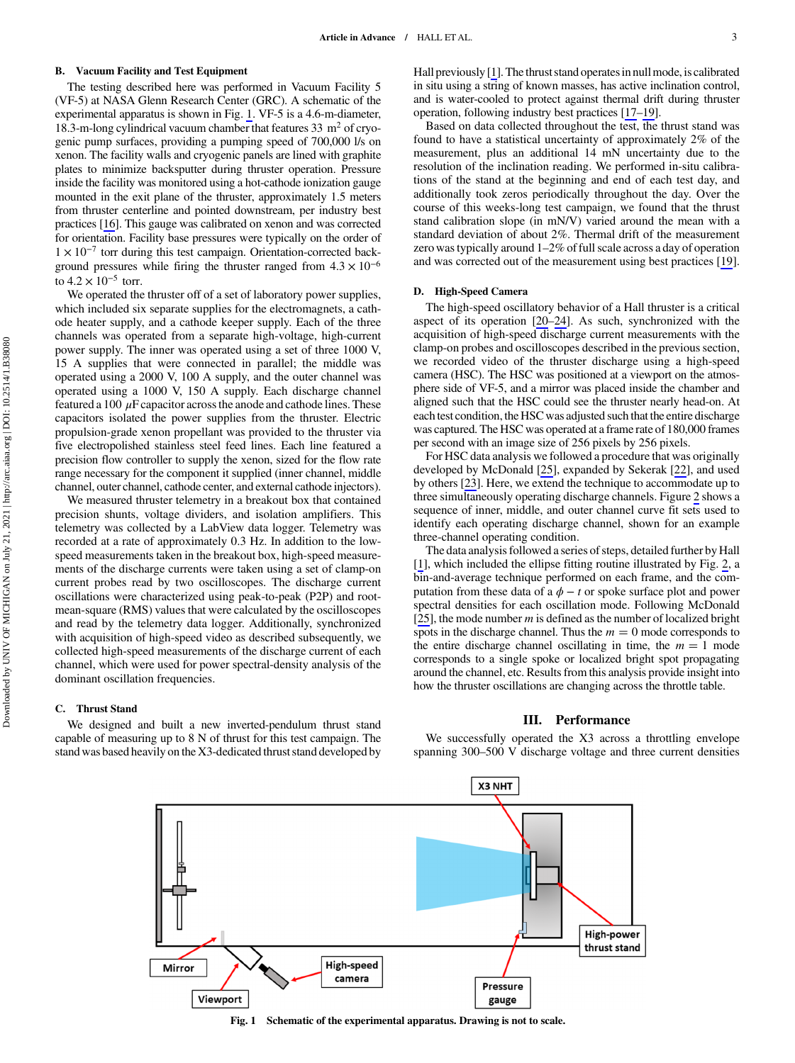### B. Vacuum Facility and Test Equipment

The testing described here was performed in Vacuum Facility 5 (VF-5) at NASA Glenn Research Center (GRC). A schematic of the experimental apparatus is shown in Fig. 1. VF-5 is a 4.6-m-diameter, 18.3-m-long cylindrical vacuum chamber that features 33 $m^2$ of cryogenic pump surfaces, providing a pumping speed of 700,000 l/s on xenon. The facility walls and cryogenic panels are lined with graphite plates to minimize backsputter during thruster operation. Pressure inside the facility was monitored using a hot-cathode ionization gauge mounted in the exit plane of the thruster, approximately 1.5 meters from thruster centerline and pointed downstream, per industry best practices [16]. This gauge was calibrated on xenon and was corrected for orientation. Facility base pressures were typically on the order of $1 \times 10^{-7}$ torr during this test campaign. Orientation-corrected background pressures while firing the thruster ranged from $4.3 \times 10^{-6}$ to $4.2 \times 10^{-5}$ torr.

We operated the thruster off of a set of laboratory power supplies, which included six separate supplies for the electromagnets, a cathode heater supply, and a cathode keeper supply. Each of the three channels was operated from a separate high-voltage, high-current power supply. The inner was operated using a set of three 1000 V, 15 A supplies that were connected in parallel; the middle was operated using a 2000 V, 100 A supply, and the outer channel was operated using a 1000 V, 150 A supply. Each discharge channel featured a 100 $\mu$F capacitor across the anode and cathode lines. These capacitors isolated the power supplies from the thruster. Electric propulsion-grade xenon propellant was provided to the thruster via five electropolished stainless steel feed lines. Each line featured a precision flow controller to supply the xenon, sized for the flow rate range necessary for the component it supplied (inner channel, middle channel, outer channel, cathode center, and external cathode injectors).

We measured thruster telemetry in a breakout box that contained precision shunts, voltage dividers, and isolation amplifiers. This telemetry was collected by a LabView data logger. Telemetry was recorded at a rate of approximately 0.3 Hz. In addition to the low-speed measurements taken in the breakout box, high-speed measurements of the discharge currents were taken using a set of clamp-on current probes read by two oscilloscopes. The discharge current oscillations were characterized using peak-to-peak (P2P) and root-mean-square (RMS) values that were calculated by the oscilloscopes and read by the telemetry data logger. Additionally, synchronized with acquisition of high-speed video as described subsequently, we collected high-speed measurements of the discharge current of each channel, which were used for power spectral-density analysis of the dominant oscillation frequencies.

### C. Thrust Stand

We designed and built a new inverted-pendulum thrust stand capable of measuring up to 8 N of thrust for this test campaign. The stand was based heavily on the X3-dedicated thrust stand developed by Hall previously [1]. The thrust stand operates in null mode, is calibrated in situ using a string of known masses, has active inclination control, and is water-cooled to protect against thermal drift during thruster operation, following industry best practices [17–19].

Based on data collected throughout the test, the thrust stand was found to have a statistical uncertainty of approximately 2% of the measurement, plus an additional 14 mN uncertainty due to the resolution of the inclination reading. We performed in-situ calibrations of the stand at the beginning and end of each test day, and additionally took zeros periodically throughout the day. Over the course of this weeks-long test campaign, we found that the thrust stand calibration slope (in mN/V) varied around the mean with a standard deviation of about 2%. Thermal drift of the measurement zero was typically around 1–2% of full scale across a day of operation and was corrected out of the measurement using best practices [19].

### D. High-Speed Camera

The high-speed oscillatory behavior of a Hall thruster is a critical aspect of its operation [20–24]. As such, synchronized with the acquisition of high-speed discharge current measurements with the clamp-on probes and oscilloscopes described in the previous section, we recorded video of the thruster discharge using a high-speed camera (HSC). The HSC was positioned at a viewport on the atmosphere side of VF-5, and a mirror was placed inside the chamber and aligned such that the HSC could see the thruster nearly head-on. At each test condition, the HSC was adjusted such that the entire discharge was captured. The HSC was operated at a frame rate of 180,000 frames per second with an image size of 256 pixels by 256 pixels.

For HSC data analysis we followed a procedure that was originally developed by McDonald [25], expanded by Sekerak [22], and used by others [23]. Here, we extend the technique to accommodate up to three simultaneously operating discharge channels. Figure 2 shows a sequence of inner, middle, and outer channel curve fit sets used to identify each operating discharge channel, shown for an example three-channel operating condition.

The data analysis followed a series of steps, detailed further by Hall [1], which included the ellipse fitting routine illustrated by Fig. 2, a bin-and-average technique performed on each frame, and the computation from these data of a $\phi - t$ or spoke surface plot and power spectral densities for each oscillation mode. Following McDonald [25], the mode number $m$ is defined as the number of localized bright spots in the discharge channel. Thus the $m = 0$ mode corresponds to the entire discharge channel oscillating in time, the $m = 1$ mode corresponds to a single spoke or localized bright spot propagating around the channel, etc. Results from this analysis provide insight into how the thruster oscillations are changing across the throttle table.

## III. Performance

We successfully operated the X3 across a throttling envelope spanning 300–500 V discharge voltage and three current densities

**Fig. 1** Schematic of the experimental apparatus. Drawing is not to scale.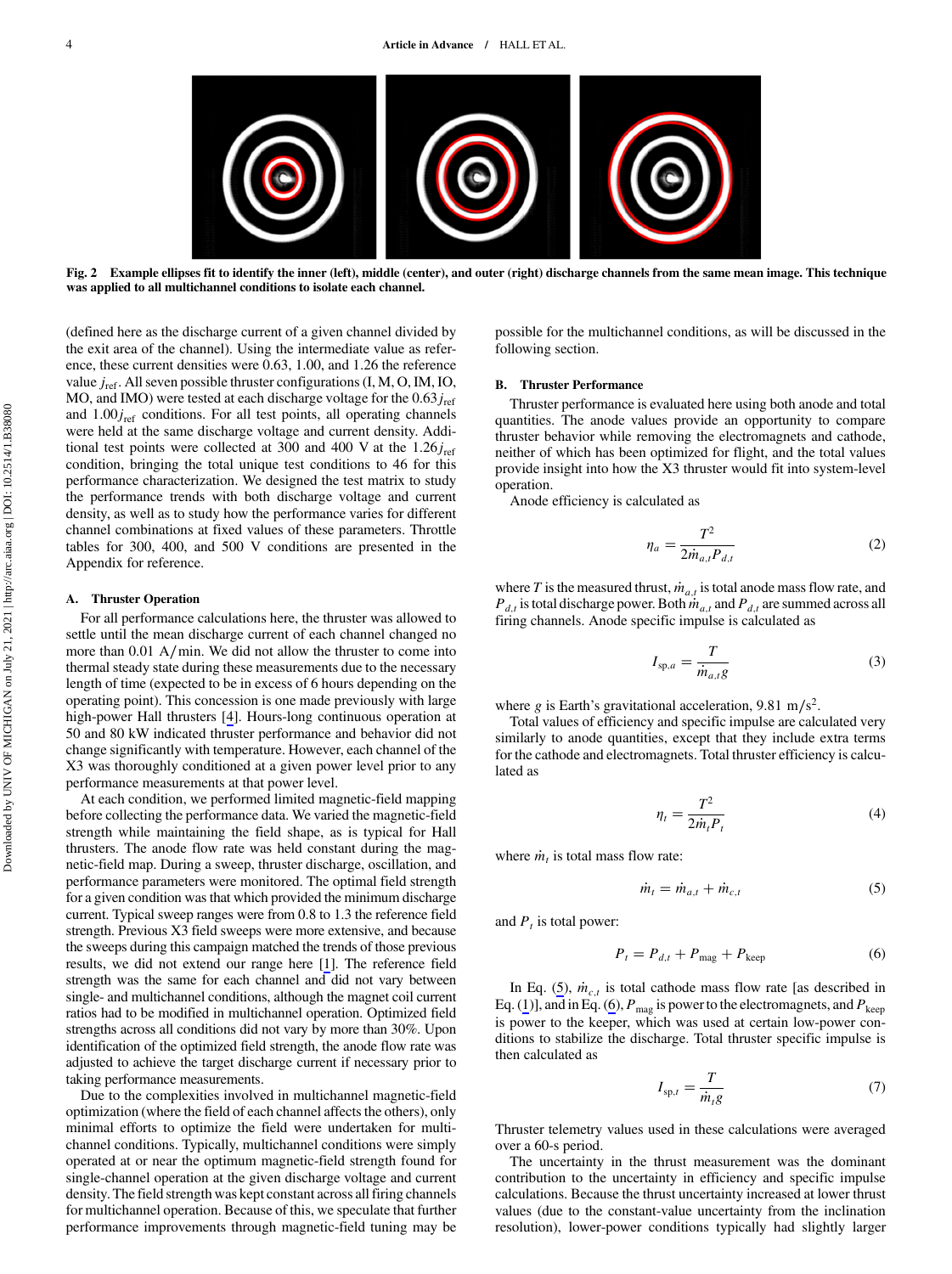Fig. 2 Example ellipses fit to identify the inner (left), middle (center), and outer (right) discharge channels from the same mean image. This technique was applied to all multichannel conditions to isolate each channel.

(defined here as the discharge current of a given channel divided by the exit area of the channel). Using the intermediate value as reference, these current densities were 0.63, 1.00, and 1.26 the reference value $j_{\text{ref}}$. All seven possible thruster configurations (I, M, O, IM, IO, MO, and IMO) were tested at each discharge voltage for the $0.63 j_{\text{ref}}$ and $1.00 j_{\text{ref}}$ conditions. For all test points, all operating channels were held at the same discharge voltage and current density. Additional test points were collected at 300 and 400 V at the $1.26 j_{\text{ref}}$ condition, bringing the total unique test conditions to 46 for this performance characterization. We designed the test matrix to study the performance trends with both discharge voltage and current density, as well as to study how the performance varies for different channel combinations at fixed values of these parameters. Throttle tables for 300, 400, and 500 V conditions are presented in the Appendix for reference.

### A. Thruster Operation

For all performance calculations here, the thruster was allowed to settle until the mean discharge current of each channel changed no more than 0.01 A/min. We did not allow the thruster to come into thermal steady state during these measurements due to the necessary length of time (expected to be in excess of 6 hours depending on the operating point). This concession is one made previously with large high-power Hall thrusters [4]. Hours-long continuous operation at 50 and 80 kW indicated thruster performance and behavior did not change significantly with temperature. However, each channel of the X3 was thoroughly conditioned at a given power level prior to any performance measurements at that power level.

At each condition, we performed limited magnetic-field mapping before collecting the performance data. We varied the magnetic-field strength while maintaining the field shape, as is typical for Hall thrusters. The anode flow rate was held constant during the magnetic-field map. During a sweep, thruster discharge, oscillation, and performance parameters were monitored. The optimal field strength for a given condition was that which provided the minimum discharge current. Typical sweep ranges were from 0.8 to 1.3 the reference field strength. Previous X3 field sweeps were more extensive, and because the sweeps during this campaign matched the trends of those previous results, we did not extend our range here [1]. The reference field strength was the same for each channel and did not vary between single- and multichannel conditions, although the magnet coil current ratios had to be modified in multichannel operation. Optimized field strengths across all conditions did not vary by more than 30%. Upon identification of the optimized field strength, the anode flow rate was adjusted to achieve the target discharge current if necessary prior to taking performance measurements.

Due to the complexities involved in multichannel magnetic-field optimization (where the field of each channel affects the others), only minimal efforts to optimize the field were undertaken for multichannel conditions. Typically, multichannel conditions were simply operated at or near the optimum magnetic-field strength found for single-channel operation at the given discharge voltage and current density. The field strength was kept constant across all firing channels for multichannel operation. Because of this, we speculate that further performance improvements through magnetic-field tuning may be possible for the multichannel conditions, as will be discussed in the following section.

### B. Thruster Performance

Thruster performance is evaluated here using both anode and total quantities. The anode values provide an opportunity to compare thruster behavior while removing the electromagnets and cathode, neither of which has been optimized for flight, and the total values provide insight into how the X3 thruster would fit into system-level operation.

Anode efficiency is calculated as

$$\eta_a = \frac{T^2}{2\dot{m}_{a,t} P_{d,t}} \tag{2}$$

where $T$ is the measured thrust, $\dot{m}_{a,t}$ is total anode mass flow rate, and $P_{d,t}$ is total discharge power. Both $\dot{m}_{a,t}$ and $P_{d,t}$ are summed across all firing channels. Anode specific impulse is calculated as

$$I_{\text{sp},a} = \frac{T}{\dot{m}_{a,t} g} \tag{3}$$

where $g$ is Earth's gravitational acceleration, 9.81 m/s$^2$.

Total values of efficiency and specific impulse are calculated very similarly to anode quantities, except that they include extra terms for the cathode and electromagnets. Total thruster efficiency is calculated as

$$\eta_t = \frac{T^2}{2\dot{m}_t P_t} \tag{4}$$

where $\dot{m}_t$ is total mass flow rate:

$$\dot{m}_t = \dot{m}_{a,t} + \dot{m}_{c,t} \tag{5}$$

and $P_t$ is total power:

$$P_t = P_{d,t} + P_{\text{mag}} + P_{\text{keep}} \tag{6}$$

In Eq. (5), $\dot{m}_{c,t}$ is total cathode mass flow rate [as described in Eq. (1)], and in Eq. (6), $P_{\text{mag}}$ is power to the electromagnets, and $P_{\text{keep}}$ is power to the keeper, which was used at certain low-power conditions to stabilize the discharge. Total thruster specific impulse is then calculated as

$$I_{\text{sp},t} = \frac{T}{\dot{m}_t g} \tag{7}$$

Thruster telemetry values used in these calculations were averaged over a 60-s period.

The uncertainty in the thrust measurement was the dominant contribution to the uncertainty in efficiency and specific impulse calculations. Because the thrust uncertainty increased at lower thrust values (due to the constant-value uncertainty from the inclination resolution), lower-power conditions typically had slightly larger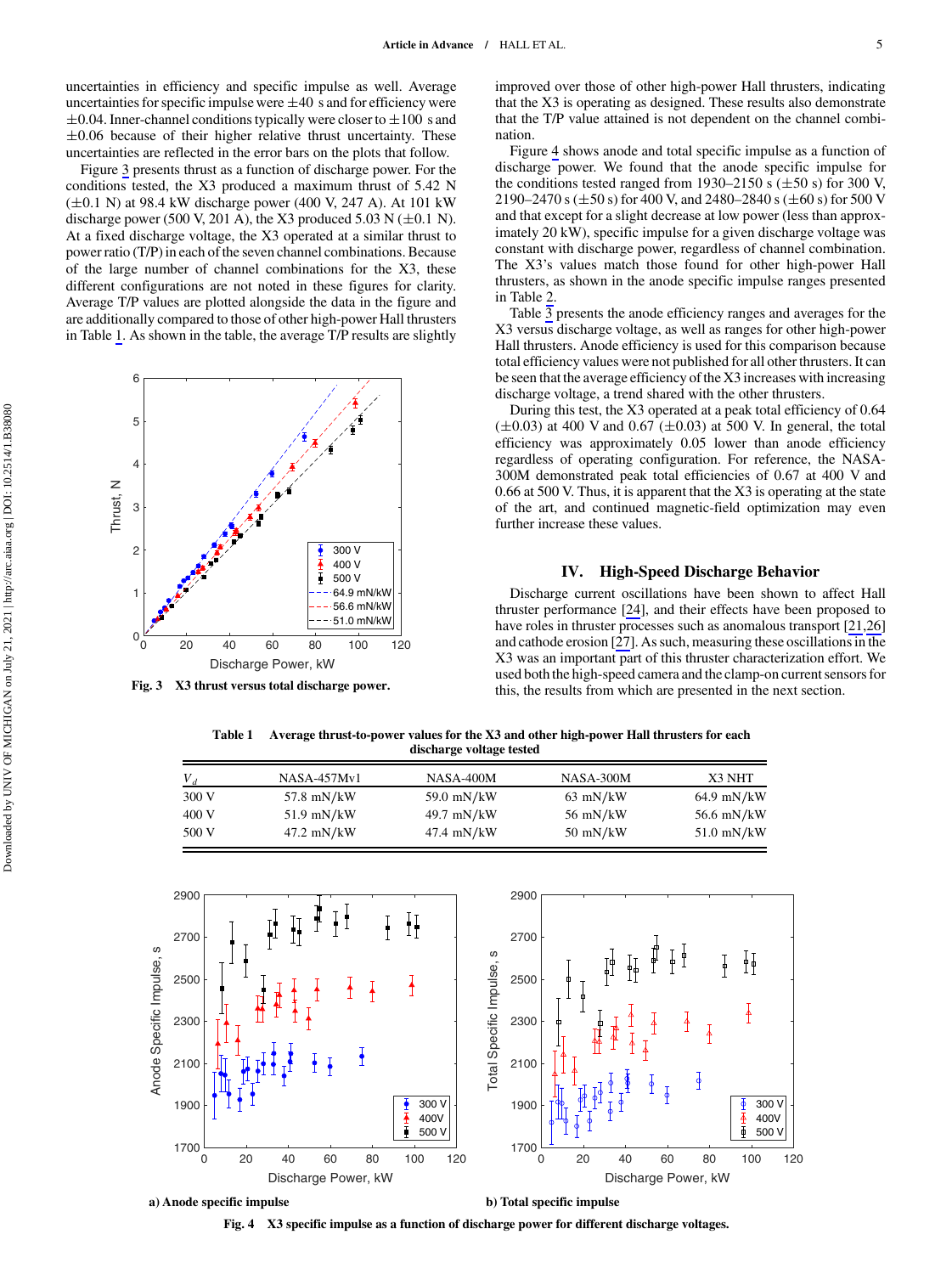uncertainties in efficiency and specific impulse as well. Average uncertainties for specific impulse were ±40 s and for efficiency were ±0.04. Inner-channel conditions typically were closer to ±100 s and ±0.06 because of their higher relative thrust uncertainty. These uncertainties are reflected in the error bars on the plots that follow.

Figure 3 presents thrust as a function of discharge power. For the conditions tested, the X3 produced a maximum thrust of 5.42 N (±0.1 N) at 98.4 kW discharge power (400 V, 247 A). At 101 kW discharge power (500 V, 201 A), the X3 produced 5.03 N (±0.1 N). At a fixed discharge voltage, the X3 operated at a similar thrust to power ratio (T/P) in each of the seven channel combinations. Because of the large number of channel combinations for the X3, these different configurations are not noted in these figures for clarity. Average T/P values are plotted alongside the data in the figure and are additionally compared to those of other high-power Hall thrusters in Table 1. As shown in the table, the average T/P results are slightly improved over those of other high-power Hall thrusters, indicating that the X3 is operating as designed. These results also demonstrate that the T/P value attained is not dependent on the channel combination.

Fig. 3 X3 thrust versus total discharge power.

Figure 4 shows anode and total specific impulse as a function of discharge power. We found that the anode specific impulse for the conditions tested ranged from 1930–2150 s (±50 s) for 300 V, 2190–2470 s (±50 s) for 400 V, and 2480–2840 s (±60 s) for 500 V and that except for a slight decrease at low power (less than approximately 20 kW), specific impulse for a given discharge voltage was constant with discharge power, regardless of channel combination. The X3's values match those found for other high-power Hall thrusters, as shown in the anode specific impulse ranges presented in Table 2.

Table 3 presents the anode efficiency ranges and averages for the X3 versus discharge voltage, as well as ranges for other high-power Hall thrusters. Anode efficiency is used for this comparison because total efficiency values were not published for all other thrusters. It can be seen that the average efficiency of the X3 increases with increasing discharge voltage, a trend shared with the other thrusters.

During this test, the X3 operated at a peak total efficiency of 0.64 (±0.03) at 400 V and 0.67 (±0.03) at 500 V. In general, the total efficiency was approximately 0.05 lower than anode efficiency regardless of operating configuration. For reference, the NASA-300M demonstrated peak total efficiencies of 0.67 at 400 V and 0.66 at 500 V. Thus, it is apparent that the X3 is operating at the state of the art, and continued magnetic-field optimization may even further increase these values.

## IV. High-Speed Discharge Behavior

Discharge current oscillations have been shown to affect Hall thruster performance [24], and their effects have been proposed to have roles in thruster processes such as anomalous transport [21,26] and cathode erosion [27]. As such, measuring these oscillations in the X3 was an important part of this thruster characterization effort. We used both the high-speed camera and the clamp-on current sensors for this, the results from which are presented in the next section.

Table 1 Average thrust-to-power values for the X3 and other high-power Hall thrusters for each discharge voltage tested

| $V_d$ | NASA-457Mv1 | NASA-400M | NASA-300M | X3 NHT |
|---|---|---|---|---|
| 300 V | 57.8 mN/kW | 59.0 mN/kW | 63 mN/kW | 64.9 mN/kW |
| 400 V | 51.9 mN/kW | 49.7 mN/kW | 56 mN/kW | 56.6 mN/kW |
| 500 V | 47.2 mN/kW | 47.4 mN/kW | 50 mN/kW | 51.0 mN/kW |

a) Anode specific impulse

b) Total specific impulse

Fig. 4 X3 specific impulse as a function of discharge power for different discharge voltages.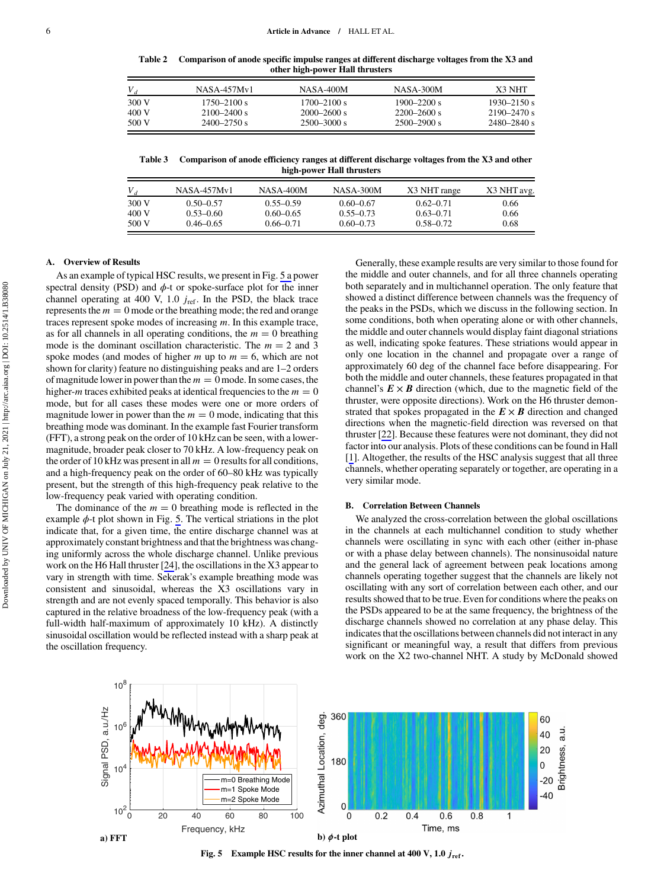Table 2 Comparison of anode specific impulse ranges at different discharge voltages from the X3 and other high-power Hall thrusters

| $V_d$ | NASA-457Mv1 | NASA-400M | NASA-300M | X3 NHT |
|---|---|---|---|---|
| 300 V | 1750–2100 s | 1700–2100 s | 1900–2200 s | 1930–2150 s |
| 400 V | 2100–2400 s | 2000–2600 s | 2200–2600 s | 2190–2470 s |
| 500 V | 2400–2750 s | 2500–3000 s | 2500–2900 s | 2480–2840 s |

Table 3 Comparison of anode efficiency ranges at different discharge voltages from the X3 and other high-power Hall thrusters

| $V_d$ | NASA-457Mv1 | NASA-400M | NASA-300M | X3 NHT range | X3 NHT avg. |
|---|---|---|---|---|---|
| 300 V | 0.50–0.57 | 0.55–0.59 | 0.60–0.67 | 0.62–0.71 | 0.66 |
| 400 V | 0.53–0.60 | 0.60–0.65 | 0.55–0.73 | 0.63–0.71 | 0.66 |
| 500 V | 0.46–0.65 | 0.66–0.71 | 0.60–0.73 | 0.58–0.72 | 0.68 |

### A. Overview of Results

As an example of typical HSC results, we present in Fig. 5 a power spectral density (PSD) and $\phi$-t or spoke-surface plot for the inner channel operating at 400 V, 1.0 $j_{\text{ref}}$. In the PSD, the black trace represents the $m = 0$ mode or the breathing mode; the red and orange traces represent spoke modes of increasing $m$. In this example trace, as for all channels in all operating conditions, the $m = 0$ breathing mode is the dominant oscillation characteristic. The $m = 2$ and 3 spoke modes (and modes of higher $m$ up to $m = 6$, which are not shown for clarity) feature no distinguishing peaks and are 1–2 orders of magnitude lower in power than the $m = 0$ mode. In some cases, the higher-$m$ traces exhibited peaks at identical frequencies to the $m = 0$ mode, but for all cases these modes were one or more orders of magnitude lower in power than the $m = 0$ mode, indicating that this breathing mode was dominant. In the example fast Fourier transform (FFT), a strong peak on the order of 10 kHz can be seen, with a lower-magnitude, broader peak closer to 70 kHz. A low-frequency peak on the order of 10 kHz was present in all $m = 0$ results for all conditions, and a high-frequency peak on the order of 60–80 kHz was typically present, but the strength of this high-frequency peak relative to the low-frequency peak varied with operating condition.

The dominance of the $m = 0$ breathing mode is reflected in the example $\phi$-t plot shown in Fig. 5. The vertical striations in the plot indicate that, for a given time, the entire discharge channel was at approximately constant brightness and that the brightness was changing uniformly across the whole discharge channel. Unlike previous work on the H6 Hall thruster [24], the oscillations in the X3 appear to vary in strength with time. Sekerak's example breathing mode was consistent and sinusoidal, whereas the X3 oscillations vary in strength and are not evenly spaced temporally. This behavior is also captured in the relative broadness of the low-frequency peak (with a full-width half-maximum of approximately 10 kHz). A distinctly sinusoidal oscillation would be reflected instead with a sharp peak at the oscillation frequency.

Generally, these example results are very similar to those found for the middle and outer channels, and for all three channels operating both separately and in multichannel operation. The only feature that showed a distinct difference between channels was the frequency of the peaks in the PSDs, which we discuss in the following section. In some conditions, both when operating alone or with other channels, the middle and outer channels would display faint diagonal striations as well, indicating spoke features. These striations would appear in only one location in the channel and propagate over a range of approximately 60 deg of the channel face before disappearing. For both the middle and outer channels, these features propagated in that channel's $\boldsymbol{E} \times \boldsymbol{B}$ direction (which, due to the magnetic field of the thruster, were opposite directions). Work on the H6 thruster demonstrated that spokes propagated in the $\boldsymbol{E} \times \boldsymbol{B}$ direction and changed directions when the magnetic-field direction was reversed on that thruster [22]. Because these features were not dominant, they did not factor into our analysis. Plots of these conditions can be found in Hall [1]. Altogether, the results of the HSC analysis suggest that all three channels, whether operating separately or together, are operating in a very similar mode.

### B. Correlation Between Channels

We analyzed the cross-correlation between the global oscillations in the channels at each multichannel condition to study whether channels were oscillating in sync with each other (either in-phase or with a phase delay between channels). The nonsinusoidal nature and the general lack of agreement between peak locations among channels operating together suggest that the channels are likely not oscillating with any sort of correlation between each other, and our results showed that to be true. Even for conditions where the peaks on the PSDs appeared to be at the same frequency, the brightness of the discharge channels showed no correlation at any phase delay. This indicates that the oscillations between channels did not interact in any significant or meaningful way, a result that differs from previous work on the X2 two-channel NHT. A study by McDonald showed

Fig. 5 Example HSC results for the inner channel at 400 V, 1.0 $j_{\text{ref}}$. a) FFT; b) $\phi$-t plot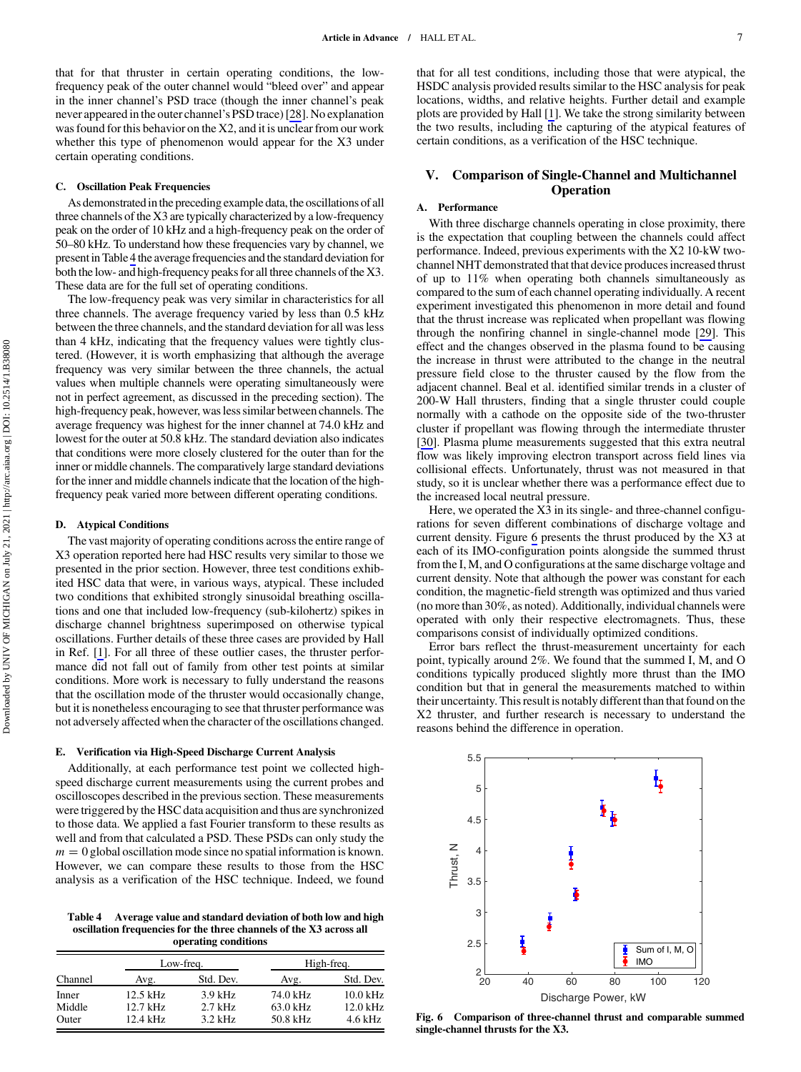that for that thruster in certain operating conditions, the low-frequency peak of the outer channel would "bleed over" and appear in the inner channel's PSD trace (though the inner channel's peak never appeared in the outer channel's PSD trace) [28]. No explanation was found for this behavior on the X2, and it is unclear from our work whether this type of phenomenon would appear for the X3 under certain operating conditions.

### C. Oscillation Peak Frequencies

As demonstrated in the preceding example data, the oscillations of all three channels of the X3 are typically characterized by a low-frequency peak on the order of 10 kHz and a high-frequency peak on the order of 50–80 kHz. To understand how these frequencies vary by channel, we present in Table 4 the average frequencies and the standard deviation for both the low- and high-frequency peaks for all three channels of the X3. These data are for the full set of operating conditions.

The low-frequency peak was very similar in characteristics for all three channels. The average frequency varied by less than 0.5 kHz between the three channels, and the standard deviation for all was less than 4 kHz, indicating that the frequency values were tightly clustered. (However, it is worth emphasizing that although the average frequency was very similar between the three channels, the actual values when multiple channels were operating simultaneously were not in perfect agreement, as discussed in the preceding section). The high-frequency peak, however, was less similar between channels. The average frequency was highest for the inner channel at 74.0 kHz and lowest for the outer at 50.8 kHz. The standard deviation also indicates that conditions were more closely clustered for the outer than for the inner or middle channels. The comparatively large standard deviations for the inner and middle channels indicate that the location of the high-frequency peak varied more between different operating conditions.

### D. Atypical Conditions

The vast majority of operating conditions across the entire range of X3 operation reported here had HSC results very similar to those we presented in the prior section. However, three test conditions exhibited HSC data that were, in various ways, atypical. These included two conditions that exhibited strongly sinusoidal breathing oscillations and one that included low-frequency (sub-kilohertz) spikes in discharge channel brightness superimposed on otherwise typical oscillations. Further details of these three cases are provided by Hall in Ref. [1]. For all three of these outlier cases, the thruster performance did not fall out of family from other test points at similar conditions. More work is necessary to fully understand the reasons that the oscillation mode of the thruster would occasionally change, but it is nonetheless encouraging to see that thruster performance was not adversely affected when the character of the oscillations changed.

### E. Verification via High-Speed Discharge Current Analysis

Additionally, at each performance test point we collected high-speed discharge current measurements using the current probes and oscilloscopes described in the previous section. These measurements were triggered by the HSC data acquisition and thus are synchronized to those data. We applied a fast Fourier transform to these results as well and from that calculated a PSD. These PSDs can only study the $m = 0$ global oscillation mode since no spatial information is known. However, we can compare these results to those from the HSC analysis as a verification of the HSC technique. Indeed, we found that for all test conditions, including those that were atypical, the HSDC analysis provided results similar to the HSC analysis for peak locations, widths, and relative heights. Further detail and example plots are provided by Hall [1]. We take the strong similarity between the two results, including the capturing of the atypical features of certain conditions, as a verification of the HSC technique.

**Table 4 Average value and standard deviation of both low and high oscillation frequencies for the three channels of the X3 across all operating conditions**

| | Low-freq. | | High-freq. | |
|---|---|---|---|---|
| Channel | Avg. | Std. Dev. | Avg. | Std. Dev. |
| Inner | 12.5 kHz | 3.9 kHz | 74.0 kHz | 10.0 kHz |
| Middle | 12.7 kHz | 2.7 kHz | 63.0 kHz | 12.0 kHz |
| Outer | 12.4 kHz | 3.2 kHz | 50.8 kHz | 4.6 kHz |

## V. Comparison of Single-Channel and Multichannel Operation

### A. Performance

With three discharge channels operating in close proximity, there is the expectation that coupling between the channels could affect performance. Indeed, previous experiments with the X2 10-kW two-channel NHT demonstrated that that device produces increased thrust of up to 11% when operating both channels simultaneously as compared to the sum of each channel operating individually. A recent experiment investigated this phenomenon in more detail and found that the thrust increase was replicated when propellant was flowing through the nonfiring channel in single-channel mode [29]. This effect and the changes observed in the plasma found to be causing the increase in thrust were attributed to the change in the neutral pressure field close to the thruster caused by the flow from the adjacent channel. Beal et al. identified similar trends in a cluster of 200-W Hall thrusters, finding that a single thruster could couple normally with a cathode on the opposite side of the two-thruster cluster if propellant was flowing through the intermediate thruster [30]. Plasma plume measurements suggested that this extra neutral flow was likely improving electron transport across field lines via collisional effects. Unfortunately, thrust was not measured in that study, so it is unclear whether there was a performance effect due to the increased local neutral pressure.

Here, we operated the X3 in its single- and three-channel configurations for seven different combinations of discharge voltage and current density. Figure 6 presents the thrust produced by the X3 at each of its IMO-configuration points alongside the summed thrust from the I, M, and O configurations at the same discharge voltage and current density. Note that although the power was constant for each condition, the magnetic-field strength was optimized and thus varied (no more than 30%, as noted). Additionally, individual channels were operated with only their respective electromagnets. Thus, these comparisons consist of individually optimized conditions.

Error bars reflect the thrust-measurement uncertainty for each point, typically around 2%. We found that the summed I, M, and O conditions typically produced slightly more thrust than the IMO condition but that in general the measurements matched to within their uncertainty. This result is notably different than that found on the X2 thruster, and further research is necessary to understand the reasons behind the difference in operation.

**Fig. 6 Comparison of three-channel thrust and comparable summed single-channel thrusts for the X3.**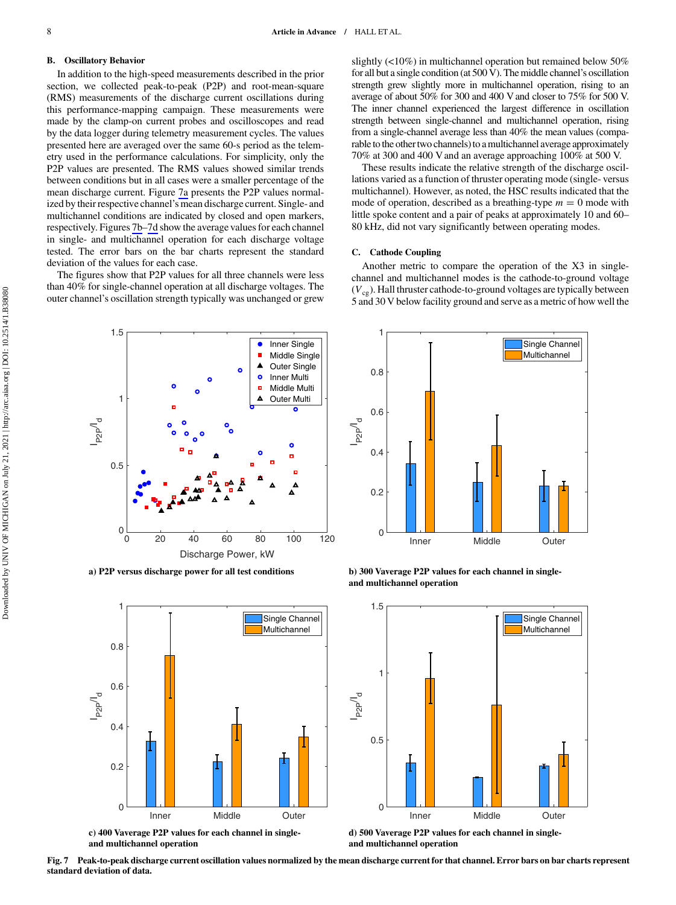## B. Oscillatory Behavior

In addition to the high-speed measurements described in the prior section, we collected peak-to-peak (P2P) and root-mean-square (RMS) measurements of the discharge current oscillations during this performance-mapping campaign. These measurements were made by the clamp-on current probes and oscilloscopes and read by the data logger during telemetry measurement cycles. The values presented here are averaged over the same 60-s period as the telemetry used in the performance calculations. For simplicity, only the P2P values are presented. The RMS values showed similar trends between conditions but in all cases were a smaller percentage of the mean discharge current. Figure 7a presents the P2P values normalized by their respective channel's mean discharge current. Single- and multichannel conditions are indicated by closed and open markers, respectively. Figures 7b–7d show the average values for each channel in single- and multichannel operation for each discharge voltage tested. The error bars on the bar charts represent the standard deviation of the values for each case.

The figures show that P2P values for all three channels were less than 40% for single-channel operation at all discharge voltages. The outer channel's oscillation strength typically was unchanged or grew slightly (<10%) in multichannel operation but remained below 50% for all but a single condition (at 500 V). The middle channel's oscillation strength grew slightly more in multichannel operation, rising to an average of about 50% for 300 and 400 V and closer to 75% for 500 V. The inner channel experienced the largest difference in oscillation strength between single-channel and multichannel operation, rising from a single-channel average less than 40% the mean values (comparable to the other two channels) to a multichannel average approximately 70% at 300 and 400 V and an average approaching 100% at 500 V.

These results indicate the relative strength of the discharge oscillations varied as a function of thruster operating mode (single- versus multichannel). However, as noted, the HSC results indicated that the mode of operation, described as a breathing-type $m = 0$ mode with little spoke content and a pair of peaks at approximately 10 and 60–80 kHz, did not vary significantly between operating modes.

## C. Cathode Coupling

Another metric to compare the operation of the X3 in single-channel and multichannel modes is the cathode-to-ground voltage ($V_{cg}$). Hall thruster cathode-to-ground voltages are typically between 5 and 30 V below facility ground and serve as a metric of how well the

a) P2P versus discharge power for all test conditions

b) 300 Vaverage P2P values for each channel in single- and multichannel operation

c) 400 Vaverage P2P values for each channel in single- and multichannel operation

d) 500 Vaverage P2P values for each channel in single- and multichannel operation

**Fig. 7 Peak-to-peak discharge current oscillation values normalized by the mean discharge current for that channel. Error bars on bar charts represent standard deviation of data.**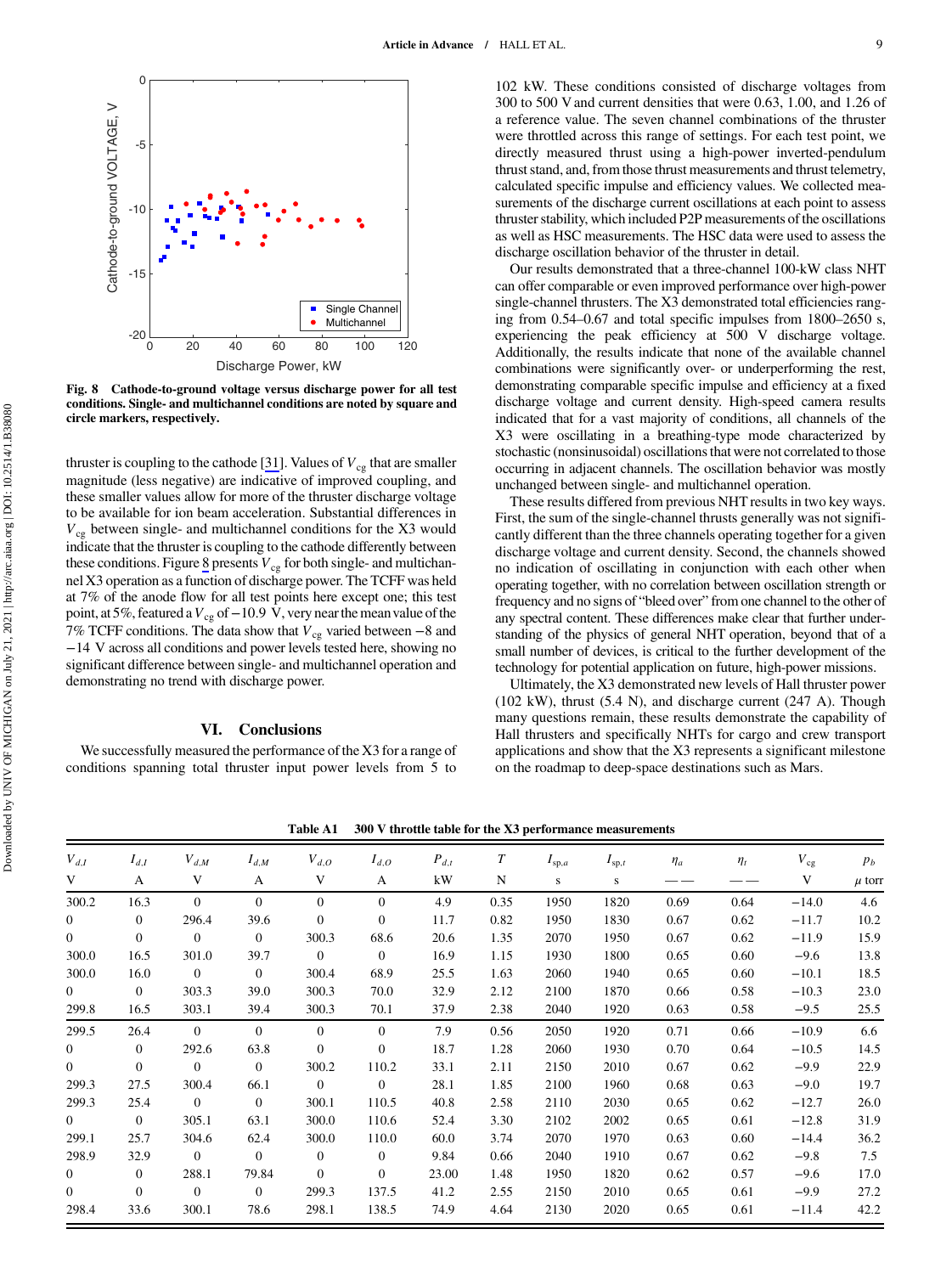Fig. 8 **Cathode-to-ground voltage versus discharge power for all test conditions. Single- and multichannel conditions are noted by square and circle markers, respectively.**

thruster is coupling to the cathode [31]. Values of $V_{cg}$ that are smaller magnitude (less negative) are indicative of improved coupling, and these smaller values allow for more of the thruster discharge voltage to be available for ion beam acceleration. Substantial differences in $V_{cg}$ between single- and multichannel conditions for the X3 would indicate that the thruster is coupling to the cathode differently between these conditions. Figure 8 presents $V_{cg}$ for both single- and multichannel X3 operation as a function of discharge power. The TCFF was held at 7% of the anode flow for all test points here except one; this test point, at 5%, featured a $V_{cg}$ of −10.9 V, very near the mean value of the 7% TCFF conditions. The data show that $V_{cg}$ varied between −8 and −14 V across all conditions and power levels tested here, showing no significant difference between single- and multichannel operation and demonstrating no trend with discharge power.

## VI. Conclusions

We successfully measured the performance of the X3 for a range of conditions spanning total thruster input power levels from 5 to 102 kW. These conditions consisted of discharge voltages from 300 to 500 V and current densities that were 0.63, 1.00, and 1.26 of a reference value. The seven channel combinations of the thruster were throttled across this range of settings. For each test point, we directly measured thrust using a high-power inverted-pendulum thrust stand, and, from those thrust measurements and thrust telemetry, calculated specific impulse and efficiency values. We collected measurements of the discharge current oscillations at each point to assess thruster stability, which included P2P measurements of the oscillations as well as HSC measurements. The HSC data were used to assess the discharge oscillation behavior of the thruster in detail.

Our results demonstrated that a three-channel 100-kW class NHT can offer comparable or even improved performance over high-power single-channel thrusters. The X3 demonstrated total efficiencies ranging from 0.54–0.67 and total specific impulses from 1800–2650 s, experiencing the peak efficiency at 500 V discharge voltage. Additionally, the results indicate that none of the available channel combinations were significantly over- or underperforming the rest, demonstrating comparable specific impulse and efficiency at a fixed discharge voltage and current density. High-speed camera results indicated that for a vast majority of conditions, all channels of the X3 were oscillating in a breathing-type mode characterized by stochastic (nonsinusoidal) oscillations that were not correlated to those occurring in adjacent channels. The oscillation behavior was mostly unchanged between single- and multichannel operation.

These results differed from previous NHT results in two key ways. First, the sum of the single-channel thrusts generally was not significantly different than the three channels operating together for a given discharge voltage and current density. Second, the channels showed no indication of oscillating in conjunction with each other when operating together, with no correlation between oscillation strength or frequency and no signs of "bleed over" from one channel to the other of any spectral content. These differences make clear that further understanding of the physics of general NHT operation, beyond that of a small number of devices, is critical to the further development of the technology for potential application on future, high-power missions.

Ultimately, the X3 demonstrated new levels of Hall thruster power (102 kW), thrust (5.4 N), and discharge current (247 A). Though many questions remain, these results demonstrate the capability of Hall thrusters and specifically NHTs for cargo and crew transport applications and show that the X3 represents a significant milestone on the roadmap to deep-space destinations such as Mars.

**Table A1 300 V throttle table for the X3 performance measurements**

| $V_{d,I}$ | $I_{d,I}$ | $V_{d,M}$ | $I_{d,M}$ | $V_{d,O}$ | $I_{d,O}$ | $P_{d,t}$ | $T$ | $I_{sp,a}$ | $I_{sp,t}$ | $\eta_a$ | $\eta_t$ | $V_{cg}$ | $p_b$ |
|---|---|---|---|---|---|---|---|---|---|---|---|---|---|
| V | A | V | A | V | A | kW | N | s | s | —— | —— | V | $\mu$ torr |
| 300.2 | 16.3 | 0 | 0 | 0 | 0 | 4.9 | 0.35 | 1950 | 1820 | 0.69 | 0.64 | −14.0 | 4.6 |
| 0 | 0 | 296.4 | 39.6 | 0 | 0 | 11.7 | 0.82 | 1950 | 1830 | 0.67 | 0.62 | −11.7 | 10.2 |
| 0 | 0 | 0 | 0 | 300.3 | 68.6 | 20.6 | 1.35 | 2070 | 1950 | 0.67 | 0.62 | −11.9 | 15.9 |
| 300.0 | 16.5 | 301.0 | 39.7 | 0 | 0 | 16.9 | 1.15 | 1930 | 1800 | 0.65 | 0.60 | −9.6 | 13.8 |
| 300.0 | 16.0 | 0 | 0 | 300.4 | 68.9 | 25.5 | 1.63 | 2060 | 1940 | 0.65 | 0.60 | −10.1 | 18.5 |
| 0 | 0 | 303.3 | 39.0 | 300.3 | 70.0 | 32.9 | 2.12 | 2100 | 1870 | 0.66 | 0.58 | −10.3 | 23.0 |
| 299.8 | 16.5 | 303.1 | 39.4 | 300.3 | 70.1 | 37.9 | 2.38 | 2040 | 1920 | 0.63 | 0.58 | −9.5 | 25.5 |
| 299.5 | 26.4 | 0 | 0 | 0 | 0 | 7.9 | 0.56 | 2050 | 1920 | 0.71 | 0.66 | −10.9 | 6.6 |
| 0 | 0 | 292.6 | 63.8 | 0 | 0 | 18.7 | 1.28 | 2060 | 1930 | 0.70 | 0.64 | −10.5 | 14.5 |
| 0 | 0 | 0 | 0 | 300.2 | 110.2 | 33.1 | 2.11 | 2150 | 2010 | 0.67 | 0.62 | −9.9 | 22.9 |
| 299.3 | 27.5 | 300.4 | 66.1 | 0 | 0 | 28.1 | 1.85 | 2100 | 1960 | 0.68 | 0.63 | −9.0 | 19.7 |
| 299.3 | 25.4 | 0 | 0 | 300.1 | 110.5 | 40.8 | 2.58 | 2110 | 2030 | 0.65 | 0.62 | −12.7 | 26.0 |
| 0 | 0 | 305.1 | 63.1 | 300.0 | 110.6 | 52.4 | 3.30 | 2102 | 2002 | 0.65 | 0.61 | −12.8 | 31.9 |
| 299.1 | 25.7 | 304.6 | 62.4 | 300.0 | 110.0 | 60.0 | 3.74 | 2070 | 1970 | 0.63 | 0.60 | −14.4 | 36.2 |
| 298.9 | 32.9 | 0 | 0 | 0 | 0 | 9.84 | 0.66 | 2040 | 1910 | 0.67 | 0.62 | −9.8 | 7.5 |
| 0 | 0 | 288.1 | 79.84 | 0 | 0 | 23.00 | 1.48 | 1950 | 1820 | 0.62 | 0.57 | −9.6 | 17.0 |
| 0 | 0 | 0 | 0 | 299.3 | 137.5 | 41.2 | 2.55 | 2150 | 2010 | 0.65 | 0.61 | −9.9 | 27.2 |
| 298.4 | 33.6 | 300.1 | 78.6 | 298.1 | 138.5 | 74.9 | 4.64 | 2130 | 2020 | 0.65 | 0.61 | −11.4 | 42.2 |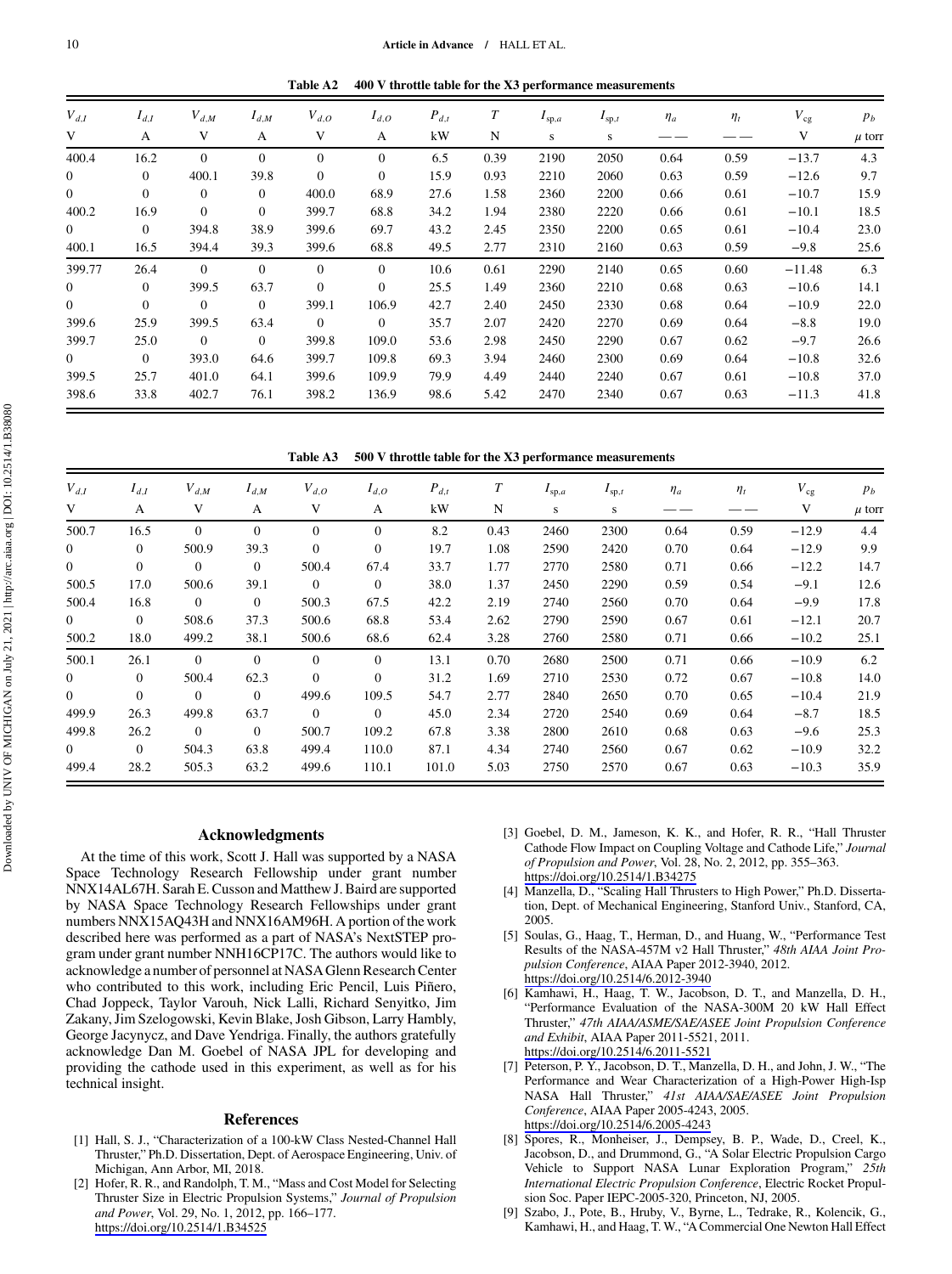Table A2 400 V throttle table for the X3 performance measurements

| $V_{d,I}$ | $I_{d,I}$ | $V_{d,M}$ | $I_{d,M}$ | $V_{d,O}$ | $I_{d,O}$ | $P_{d,t}$ | $T$ | $I_{sp,a}$ | $I_{sp,t}$ | $\eta_a$ | $\eta_t$ | $V_{cg}$ | $p_b$ |
|---|---|---|---|---|---|---|---|---|---|---|---|---|---|
| V | A | V | A | V | A | kW | N | s | s | —— | —— | V | $\mu$ torr |
| 400.4 | 16.2 | 0 | 0 | 0 | 0 | 6.5 | 0.39 | 2190 | 2050 | 0.64 | 0.59 | −13.7 | 4.3 |
| 0 | 0 | 400.1 | 39.8 | 0 | 0 | 15.9 | 0.93 | 2210 | 2060 | 0.63 | 0.59 | −12.6 | 9.7 |
| 0 | 0 | 0 | 0 | 400.0 | 68.9 | 27.6 | 1.58 | 2360 | 2200 | 0.66 | 0.61 | −10.7 | 15.9 |
| 400.2 | 16.9 | 0 | 0 | 399.7 | 68.8 | 34.2 | 1.94 | 2380 | 2220 | 0.66 | 0.61 | −10.1 | 18.5 |
| 0 | 0 | 394.8 | 38.9 | 399.6 | 69.7 | 43.2 | 2.45 | 2350 | 2200 | 0.65 | 0.61 | −10.4 | 23.0 |
| 400.1 | 16.5 | 394.4 | 39.3 | 399.6 | 68.8 | 49.5 | 2.77 | 2310 | 2160 | 0.63 | 0.59 | −9.8 | 25.6 |
| 399.77 | 26.4 | 0 | 0 | 0 | 0 | 10.6 | 0.61 | 2290 | 2140 | 0.65 | 0.60 | −11.48 | 6.3 |
| 0 | 0 | 399.5 | 63.7 | 0 | 0 | 25.5 | 1.49 | 2360 | 2210 | 0.68 | 0.63 | −10.6 | 14.1 |
| 0 | 0 | 0 | 0 | 399.1 | 106.9 | 42.7 | 2.40 | 2450 | 2330 | 0.68 | 0.64 | −10.9 | 22.0 |
| 399.6 | 25.9 | 399.5 | 63.4 | 0 | 0 | 35.7 | 2.07 | 2420 | 2270 | 0.69 | 0.64 | −8.8 | 19.0 |
| 399.7 | 25.0 | 0 | 0 | 399.8 | 109.0 | 53.6 | 2.98 | 2450 | 2290 | 0.67 | 0.62 | −9.7 | 26.6 |
| 0 | 0 | 393.0 | 64.6 | 399.7 | 109.8 | 69.3 | 3.94 | 2460 | 2300 | 0.69 | 0.64 | −10.8 | 32.6 |
| 399.5 | 25.7 | 401.0 | 64.1 | 399.6 | 109.9 | 79.9 | 4.49 | 2440 | 2240 | 0.67 | 0.61 | −10.8 | 37.0 |
| 398.6 | 33.8 | 402.7 | 76.1 | 398.2 | 136.9 | 98.6 | 5.42 | 2470 | 2340 | 0.67 | 0.63 | −11.3 | 41.8 |

Table A3 500 V throttle table for the X3 performance measurements

| $V_{d,I}$ | $I_{d,I}$ | $V_{d,M}$ | $I_{d,M}$ | $V_{d,O}$ | $I_{d,O}$ | $P_{d,t}$ | $T$ | $I_{sp,a}$ | $I_{sp,t}$ | $\eta_a$ | $\eta_t$ | $V_{cg}$ | $p_b$ |
|---|---|---|---|---|---|---|---|---|---|---|---|---|---|
| V | A | V | A | V | A | kW | N | s | s | —— | —— | V | $\mu$ torr |
| 500.7 | 16.5 | 0 | 0 | 0 | 0 | 8.2 | 0.43 | 2460 | 2300 | 0.64 | 0.59 | −12.9 | 4.4 |
| 0 | 0 | 500.9 | 39.3 | 0 | 0 | 19.7 | 1.08 | 2590 | 2420 | 0.70 | 0.64 | −12.9 | 9.9 |
| 0 | 0 | 0 | 0 | 500.4 | 67.4 | 33.7 | 1.77 | 2770 | 2580 | 0.71 | 0.66 | −12.2 | 14.7 |
| 500.5 | 17.0 | 500.6 | 39.1 | 0 | 0 | 38.0 | 1.37 | 2450 | 2290 | 0.59 | 0.54 | −9.1 | 12.6 |
| 500.4 | 16.8 | 0 | 0 | 500.3 | 67.5 | 42.2 | 2.19 | 2740 | 2560 | 0.70 | 0.64 | −9.9 | 17.8 |
| 0 | 0 | 508.6 | 37.3 | 500.6 | 68.8 | 53.4 | 2.62 | 2790 | 2590 | 0.67 | 0.61 | −12.1 | 20.7 |
| 500.2 | 18.0 | 499.2 | 38.1 | 500.6 | 68.6 | 62.4 | 3.28 | 2760 | 2580 | 0.71 | 0.66 | −10.2 | 25.1 |
| 500.1 | 26.1 | 0 | 0 | 0 | 0 | 13.1 | 0.70 | 2680 | 2500 | 0.71 | 0.66 | −10.9 | 6.2 |
| 0 | 0 | 500.4 | 62.3 | 0 | 0 | 31.2 | 1.69 | 2710 | 2530 | 0.72 | 0.67 | −10.8 | 14.0 |
| 0 | 0 | 0 | 0 | 499.6 | 109.5 | 54.7 | 2.77 | 2840 | 2650 | 0.70 | 0.65 | −10.4 | 21.9 |
| 499.9 | 26.3 | 499.8 | 63.7 | 0 | 0 | 45.0 | 2.34 | 2720 | 2540 | 0.69 | 0.64 | −8.7 | 18.5 |
| 499.8 | 26.2 | 0 | 0 | 500.7 | 109.2 | 67.8 | 3.38 | 2800 | 2610 | 0.68 | 0.63 | −9.6 | 25.3 |
| 0 | 0 | 504.3 | 63.8 | 499.4 | 110.0 | 87.1 | 4.34 | 2740 | 2560 | 0.67 | 0.62 | −10.9 | 32.2 |
| 499.4 | 28.2 | 505.3 | 63.2 | 499.6 | 110.1 | 101.0 | 5.03 | 2750 | 2570 | 0.67 | 0.63 | −10.3 | 35.9 |

## Acknowledgments

At the time of this work, Scott J. Hall was supported by a NASA Space Technology Research Fellowship under grant number NNX14AL67H. Sarah E. Cusson and Matthew J. Baird are supported by NASA Space Technology Research Fellowships under grant numbers NNX15AQ43H and NNX16AM96H. A portion of the work described here was performed as a part of NASA's NextSTEP program under grant number NNH16CP17C. The authors would like to acknowledge a number of personnel at NASA Glenn Research Center who contributed to this work, including Eric Pencil, Luis Piñero, Chad Joppeck, Taylor Varouh, Nick Lalli, Richard Senyitko, Jim Zakany, Jim Szelogowski, Kevin Blake, Josh Gibson, Larry Hambly, George Jacynycz, and Dave Yendriga. Finally, the authors gratefully acknowledge Dan M. Goebel of NASA JPL for developing and providing the cathode used in this experiment, as well as for his technical insight.

## References

[1] Hall, S. J., "Characterization of a 100-kW Class Nested-Channel Hall Thruster," Ph.D. Dissertation, Dept. of Aerospace Engineering, Univ. of Michigan, Ann Arbor, MI, 2018.

[2] Hofer, R. R., and Randolph, T. M., "Mass and Cost Model for Selecting Thruster Size in Electric Propulsion Systems," *Journal of Propulsion and Power*, Vol. 29, No. 1, 2012, pp. 166–177. https://doi.org/10.2514/1.B34525

[3] Goebel, D. M., Jameson, K. K., and Hofer, R. R., "Hall Thruster Cathode Flow Impact on Coupling Voltage and Cathode Life," *Journal of Propulsion and Power*, Vol. 28, No. 2, 2012, pp. 355–363. https://doi.org/10.2514/1.B34275

[4] Manzella, D., "Scaling Hall Thrusters to High Power," Ph.D. Dissertation, Dept. of Mechanical Engineering, Stanford Univ., Stanford, CA, 2005.

[5] Soulas, G., Haag, T., Herman, D., and Huang, W., "Performance Test Results of the NASA-457M v2 Hall Thruster," *48th AIAA Joint Propulsion Conference*, AIAA Paper 2012-3940, 2012. https://doi.org/10.2514/6.2012-3940

[6] Kamhawi, H., Haag, T. W., Jacobson, D. T., and Manzella, D. H., "Performance Evaluation of the NASA-300M 20 kW Hall Effect Thruster," *47th AIAA/ASME/SAE/ASEE Joint Propulsion Conference and Exhibit*, AIAA Paper 2011-5521, 2011. https://doi.org/10.2514/6.2011-5521

[7] Peterson, P. Y., Jacobson, D. T., Manzella, D. H., and John, J. W., "The Performance and Wear Characterization of a High-Power High-Isp NASA Hall Thruster," *41st AIAA/SAE/ASEE Joint Propulsion Conference*, AIAA Paper 2005-4243, 2005. https://doi.org/10.2514/6.2005-4243

[8] Spores, R., Monheiser, J., Dempsey, B. P., Wade, D., Creel, K., Jacobson, D., and Drummond, G., "A Solar Electric Propulsion Cargo Vehicle to Support NASA Lunar Exploration Program," *25th International Electric Propulsion Conference*, Electric Rocket Propulsion Soc. Paper IEPC-2005-320, Princeton, NJ, 2005.

[9] Szabo, J., Pote, B., Hruby, V., Byrne, L., Tedrake, R., Kolencik, G., Kamhawi, H., and Haag, T. W., "A Commercial One Newton Hall Effect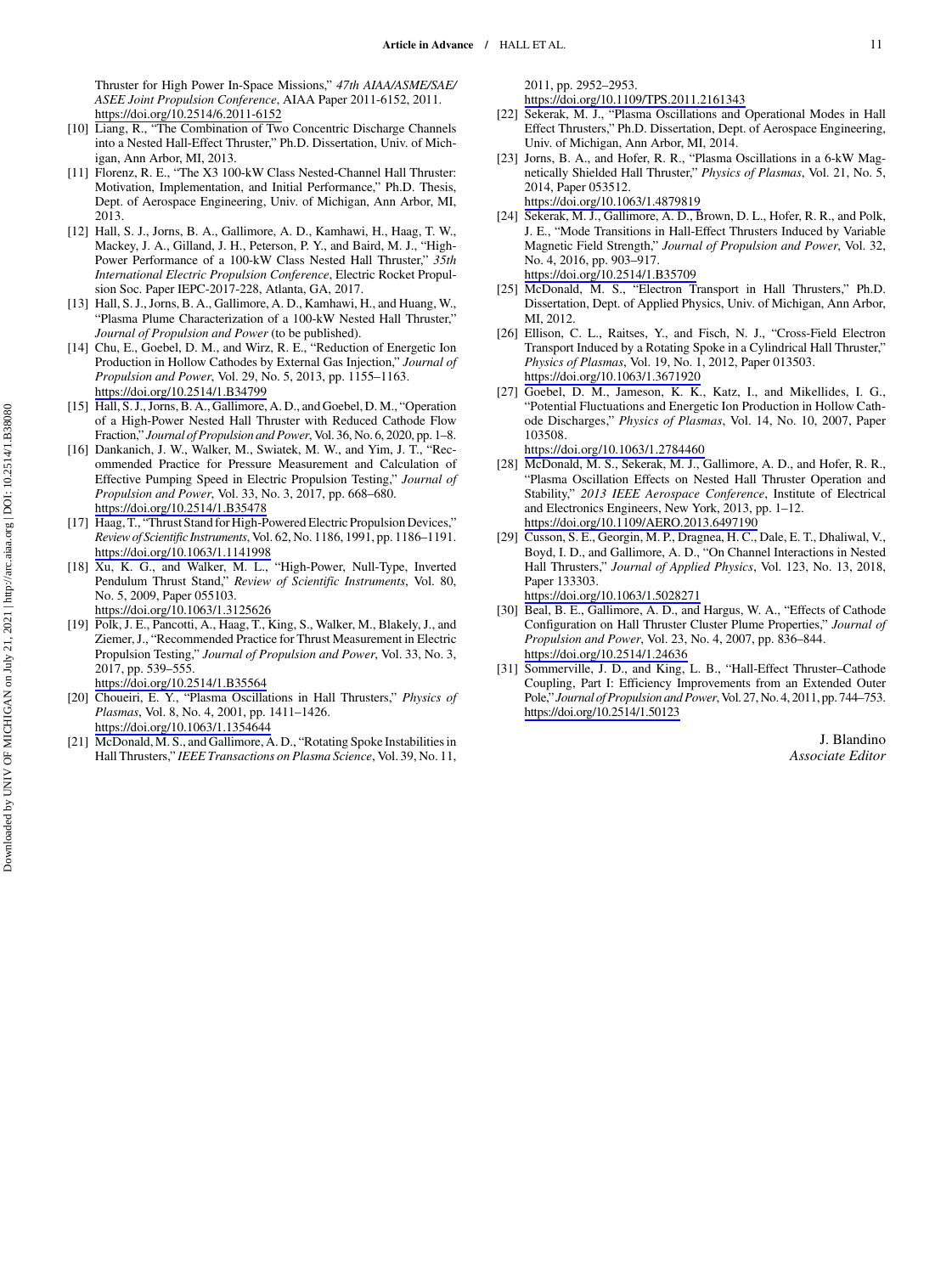Thruster for High Power In-Space Missions," *47th AIAA/ASME/SAE/ASEE Joint Propulsion Conference*, AIAA Paper 2011-6152, 2011. https://doi.org/10.2514/6.2011-6152

[10] Liang, R., "The Combination of Two Concentric Discharge Channels into a Nested Hall-Effect Thruster," Ph.D. Dissertation, Univ. of Michigan, Ann Arbor, MI, 2013.

[11] Florenz, R. E., "The X3 100-kW Class Nested-Channel Hall Thruster: Motivation, Implementation, and Initial Performance," Ph.D. Thesis, Dept. of Aerospace Engineering, Univ. of Michigan, Ann Arbor, MI, 2013.

[12] Hall, S. J., Jorns, B. A., Gallimore, A. D., Kamhawi, H., Haag, T. W., Mackey, J. A., Gilland, J. H., Peterson, P. Y., and Baird, M. J., "High-Power Performance of a 100-kW Class Nested Hall Thruster," *35th International Electric Propulsion Conference*, Electric Rocket Propulsion Soc. Paper IEPC-2017-228, Atlanta, GA, 2017.

[13] Hall, S. J., Jorns, B. A., Gallimore, A. D., Kamhawi, H., and Huang, W., "Plasma Plume Characterization of a 100-kW Nested Hall Thruster," *Journal of Propulsion and Power* (to be published).

[14] Chu, E., Goebel, D. M., and Wirz, R. E., "Reduction of Energetic Ion Production in Hollow Cathodes by External Gas Injection," *Journal of Propulsion and Power*, Vol. 29, No. 5, 2013, pp. 1155–1163. https://doi.org/10.2514/1.B34799

[15] Hall, S. J., Jorns, B. A., Gallimore, A. D., and Goebel, D. M., "Operation of a High-Power Nested Hall Thruster with Reduced Cathode Flow Fraction," *Journal of Propulsion and Power*, Vol. 36, No. 6, 2020, pp. 1–8.

[16] Dankanich, J. W., Walker, M., Swiatek, M. W., and Yim, J. T., "Recommended Practice for Pressure Measurement and Calculation of Effective Pumping Speed in Electric Propulsion Testing," *Journal of Propulsion and Power*, Vol. 33, No. 3, 2017, pp. 668–680. https://doi.org/10.2514/1.B35478

[17] Haag, T., "Thrust Stand for High-Powered Electric Propulsion Devices," *Review of Scientific Instruments*, Vol. 62, No. 1186, 1991, pp. 1186–1191. https://doi.org/10.1063/1.1141998

[18] Xu, K. G., and Walker, M. L., "High-Power, Null-Type, Inverted Pendulum Thrust Stand," *Review of Scientific Instruments*, Vol. 80, No. 5, 2009, Paper 055103. https://doi.org/10.1063/1.3125626

[19] Polk, J. E., Pancotti, A., Haag, T., King, S., Walker, M., Blakely, J., and Ziemer, J., "Recommended Practice for Thrust Measurement in Electric Propulsion Testing," *Journal of Propulsion and Power*, Vol. 33, No. 3, 2017, pp. 539–555. https://doi.org/10.2514/1.B35564

[20] Choueiri, E. Y., "Plasma Oscillations in Hall Thrusters," *Physics of Plasmas*, Vol. 8, No. 4, 2001, pp. 1411–1426. https://doi.org/10.1063/1.1354644

[21] McDonald, M. S., and Gallimore, A. D., "Rotating Spoke Instabilities in Hall Thrusters," *IEEE Transactions on Plasma Science*, Vol. 39, No. 11, 2011, pp. 2952–2953. https://doi.org/10.1109/TPS.2011.2161343

[22] Sekerak, M. J., "Plasma Oscillations and Operational Modes in Hall Effect Thrusters," Ph.D. Dissertation, Dept. of Aerospace Engineering, Univ. of Michigan, Ann Arbor, MI, 2014.

[23] Jorns, B. A., and Hofer, R. R., "Plasma Oscillations in a 6-kW Magnetically Shielded Hall Thruster," *Physics of Plasmas*, Vol. 21, No. 5, 2014, Paper 053512. https://doi.org/10.1063/1.4879819

[24] Sekerak, M. J., Gallimore, A. D., Brown, D. L., Hofer, R. R., and Polk, J. E., "Mode Transitions in Hall-Effect Thrusters Induced by Variable Magnetic Field Strength," *Journal of Propulsion and Power*, Vol. 32, No. 4, 2016, pp. 903–917. https://doi.org/10.2514/1.B35709

[25] McDonald, M. S., "Electron Transport in Hall Thrusters," Ph.D. Dissertation, Dept. of Applied Physics, Univ. of Michigan, Ann Arbor, MI, 2012.

[26] Ellison, C. L., Raitses, Y., and Fisch, N. J., "Cross-Field Electron Transport Induced by a Rotating Spoke in a Cylindrical Hall Thruster," *Physics of Plasmas*, Vol. 19, No. 1, 2012, Paper 013503. https://doi.org/10.1063/1.3671920

[27] Goebel, D. M., Jameson, K. K., Katz, I., and Mikellides, I. G., "Potential Fluctuations and Energetic Ion Production in Hollow Cathode Discharges," *Physics of Plasmas*, Vol. 14, No. 10, 2007, Paper 103508. https://doi.org/10.1063/1.2784460

[28] McDonald, M. S., Sekerak, M. J., Gallimore, A. D., and Hofer, R. R., "Plasma Oscillation Effects on Nested Hall Thruster Operation and Stability," *2013 IEEE Aerospace Conference*, Institute of Electrical and Electronics Engineers, New York, 2013, pp. 1–12. https://doi.org/10.1109/AERO.2013.6497190

[29] Cusson, S. E., Georgin, M. P., Dragnea, H. C., Dale, E. T., Dhaliwal, V., Boyd, I. D., and Gallimore, A. D., "On Channel Interactions in Nested Hall Thrusters," *Journal of Applied Physics*, Vol. 123, No. 13, 2018, Paper 133303. https://doi.org/10.1063/1.5028271

[30] Beal, B. E., Gallimore, A. D., and Hargus, W. A., "Effects of Cathode Configuration on Hall Thruster Cluster Plume Properties," *Journal of Propulsion and Power*, Vol. 23, No. 4, 2007, pp. 836–844. https://doi.org/10.2514/1.24636

[31] Sommerville, J. D., and King, L. B., "Hall-Effect Thruster–Cathode Coupling, Part I: Efficiency Improvements from an Extended Outer Pole," *Journal of Propulsion and Power*, Vol. 27, No. 4, 2011, pp. 744–753. https://doi.org/10.2514/1.50123

J. Blandino
*Associate Editor*